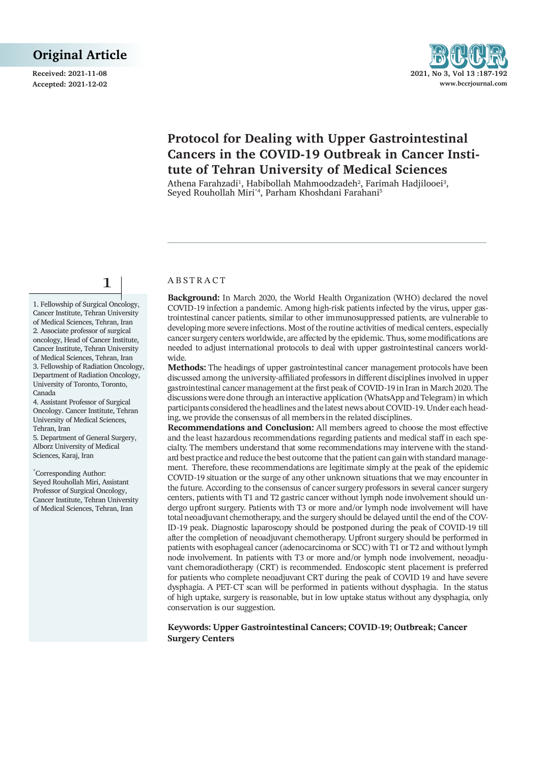Original Article

Received: 2021-11-08
Accepted: 2021-12-02

# Protocol for Dealing with Upper Gastrointestinal Cancers in the COVID-19 Outbreak in Cancer Institute of Tehran University of Medical Sciences

Athena Farahzadi[1], Habibollah Mahmoodzadeh[2], Farimah Hadjilooei[3], Seyed Rouhollah Miri[*4], Parham Khoshdani Farahani[5]

1. Fellowship of Surgical Oncology, Cancer Institute, Tehran University of Medical Sciences, Tehran, Iran
2. Associate professor of surgical oncology, Head of Cancer Institute, Cancer Institute, Tehran University of Medical Sciences, Tehran, Iran
3. Fellowship of Radiation Oncology, Department of Radiation Oncology, University of Toronto, Toronto, Canada
4. Assistant Professor of Surgical Oncology. Cancer Institute, Tehran University of Medical Sciences, Tehran, Iran
5. Department of General Surgery, Alborz University of Medical Sciences, Karaj, Iran

[*]Corresponding Author:
Seyed Rouhollah Miri, Assistant Professor of Surgical Oncology, Cancer Institute, Tehran University of Medical Sciences, Tehran, Iran

## ABSTRACT

**Background:** In March 2020, the World Health Organization (WHO) declared the novel COVID-19 infection a pandemic. Among high-risk patients infected by the virus, upper gastrointestinal cancer patients, similar to other immunosuppressed patients, are vulnerable to developing more severe infections. Most of the routine activities of medical centers, especially cancer surgery centers worldwide, are affected by the epidemic. Thus, some modifications are needed to adjust international protocols to deal with upper gastrointestinal cancers worldwide.

**Methods:** The headings of upper gastrointestinal cancer management protocols have been discussed among the university-affiliated professors in different disciplines involved in upper gastrointestinal cancer management at the first peak of COVID-19 in Iran in March 2020. The discussions were done through an interactive application (WhatsApp and Telegram) in which participants considered the headlines and the latest news about COVID-19. Under each heading, we provide the consensus of all members in the related disciplines.

**Recommendations and Conclusion:** All members agreed to choose the most effective and the least hazardous recommendations regarding patients and medical staff in each specialty. The members understand that some recommendations may intervene with the standard best practice and reduce the best outcome that the patient can gain with standard management. Therefore, these recommendations are legitimate simply at the peak of the epidemic COVID-19 situation or the surge of any other unknown situations that we may encounter in the future. According to the consensus of cancer surgery professors in several cancer surgery centers, patients with T1 and T2 gastric cancer without lymph node involvement should undergo upfront surgery. Patients with T3 or more and/or lymph node involvement will have total neoadjuvant chemotherapy, and the surgery should be delayed until the end of the COVID-19 peak. Diagnostic laparoscopy should be postponed during the peak of COVID-19 till after the completion of neoadjuvant chemotherapy. Upfront surgery should be performed in patients with esophageal cancer (adenocarcinoma or SCC) with T1 or T2 and without lymph node involvement. In patients with T3 or more and/or lymph node involvement, neoadjuvant chemoradiotherapy (CRT) is recommended. Endoscopic stent placement is preferred for patients who complete neoadjuvant CRT during the peak of COVID 19 and have severe dysphagia. A PET-CT scan will be performed in patients without dysphagia. In the status of high uptake, surgery is reasonable, but in low uptake status without any dysphagia, only conservation is our suggestion.

**Keywords: Upper Gastrointestinal Cancers; COVID-19; Outbreak; Cancer Surgery Centers**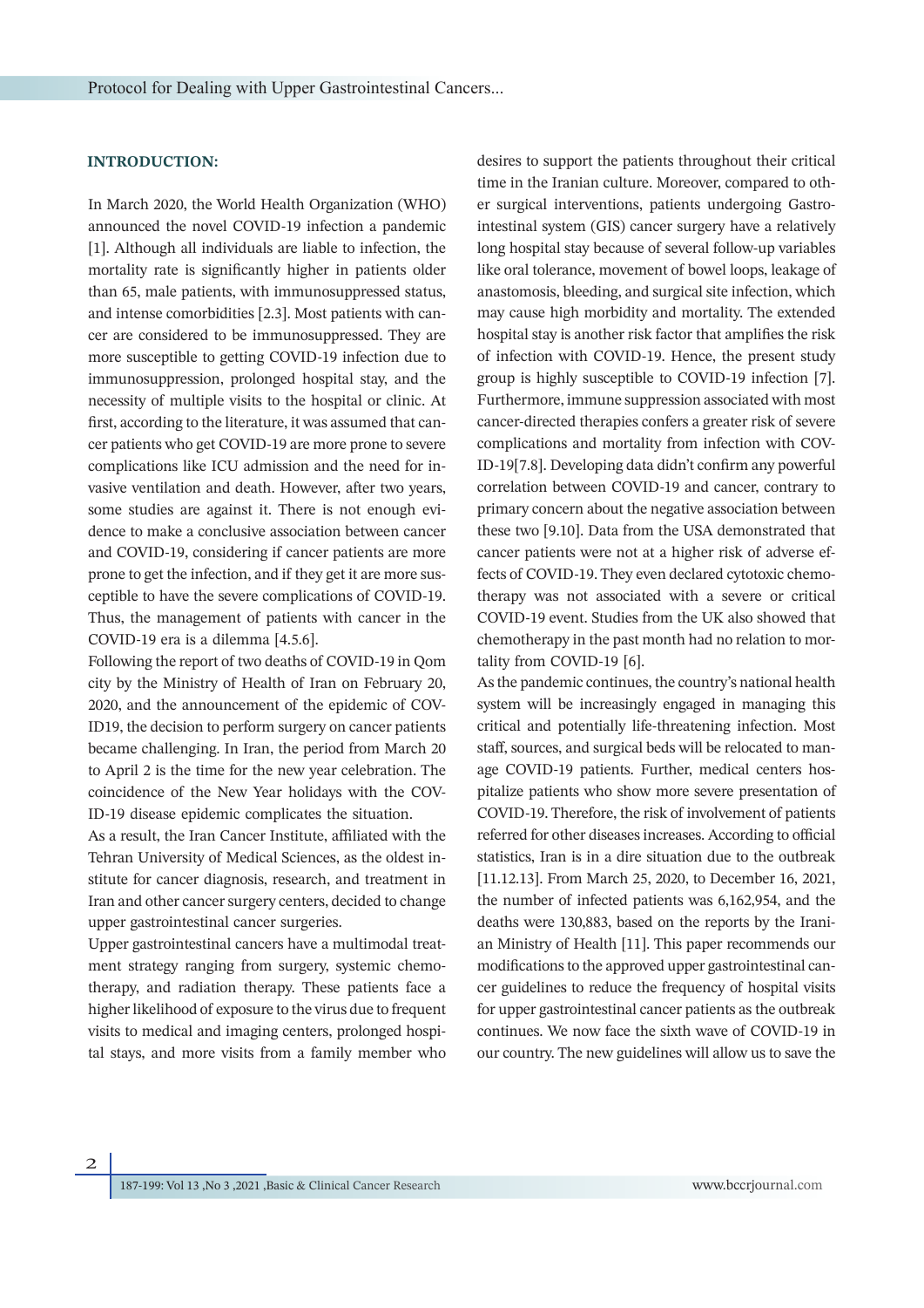## INTRODUCTION:

In March 2020, the World Health Organization (WHO) announced the novel COVID-19 infection a pandemic [1]. Although all individuals are liable to infection, the mortality rate is significantly higher in patients older than 65, male patients, with immunosuppressed status, and intense comorbidities [2.3]. Most patients with cancer are considered to be immunosuppressed. They are more susceptible to getting COVID-19 infection due to immunosuppression, prolonged hospital stay, and the necessity of multiple visits to the hospital or clinic. At first, according to the literature, it was assumed that cancer patients who get COVID-19 are more prone to severe complications like ICU admission and the need for invasive ventilation and death. However, after two years, some studies are against it. There is not enough evidence to make a conclusive association between cancer and COVID-19, considering if cancer patients are more prone to get the infection, and if they get it are more susceptible to have the severe complications of COVID-19. Thus, the management of patients with cancer in the COVID-19 era is a dilemma [4.5.6].

Following the report of two deaths of COVID-19 in Qom city by the Ministry of Health of Iran on February 20, 2020, and the announcement of the epidemic of COVID19, the decision to perform surgery on cancer patients became challenging. In Iran, the period from March 20 to April 2 is the time for the new year celebration. The coincidence of the New Year holidays with the COVID-19 disease epidemic complicates the situation.

As a result, the Iran Cancer Institute, affiliated with the Tehran University of Medical Sciences, as the oldest institute for cancer diagnosis, research, and treatment in Iran and other cancer surgery centers, decided to change upper gastrointestinal cancer surgeries.

Upper gastrointestinal cancers have a multimodal treatment strategy ranging from surgery, systemic chemotherapy, and radiation therapy. These patients face a higher likelihood of exposure to the virus due to frequent visits to medical and imaging centers, prolonged hospital stays, and more visits from a family member who desires to support the patients throughout their critical time in the Iranian culture. Moreover, compared to other surgical interventions, patients undergoing Gastrointestinal system (GIS) cancer surgery have a relatively long hospital stay because of several follow-up variables like oral tolerance, movement of bowel loops, leakage of anastomosis, bleeding, and surgical site infection, which may cause high morbidity and mortality. The extended hospital stay is another risk factor that amplifies the risk of infection with COVID-19. Hence, the present study group is highly susceptible to COVID-19 infection [7]. Furthermore, immune suppression associated with most cancer-directed therapies confers a greater risk of severe complications and mortality from infection with COVID-19[7.8]. Developing data didn't confirm any powerful correlation between COVID-19 and cancer, contrary to primary concern about the negative association between these two [9.10]. Data from the USA demonstrated that cancer patients were not at a higher risk of adverse effects of COVID-19. They even declared cytotoxic chemotherapy was not associated with a severe or critical COVID-19 event. Studies from the UK also showed that chemotherapy in the past month had no relation to mortality from COVID-19 [6].

As the pandemic continues, the country's national health system will be increasingly engaged in managing this critical and potentially life-threatening infection. Most staff, sources, and surgical beds will be relocated to manage COVID-19 patients. Further, medical centers hospitalize patients who show more severe presentation of COVID-19. Therefore, the risk of involvement of patients referred for other diseases increases. According to official statistics, Iran is in a dire situation due to the outbreak [11.12.13]. From March 25, 2020, to December 16, 2021, the number of infected patients was 6,162,954, and the deaths were 130,883, based on the reports by the Iranian Ministry of Health [11]. This paper recommends our modifications to the approved upper gastrointestinal cancer guidelines to reduce the frequency of hospital visits for upper gastrointestinal cancer patients as the outbreak continues. We now face the sixth wave of COVID-19 in our country. The new guidelines will allow us to save the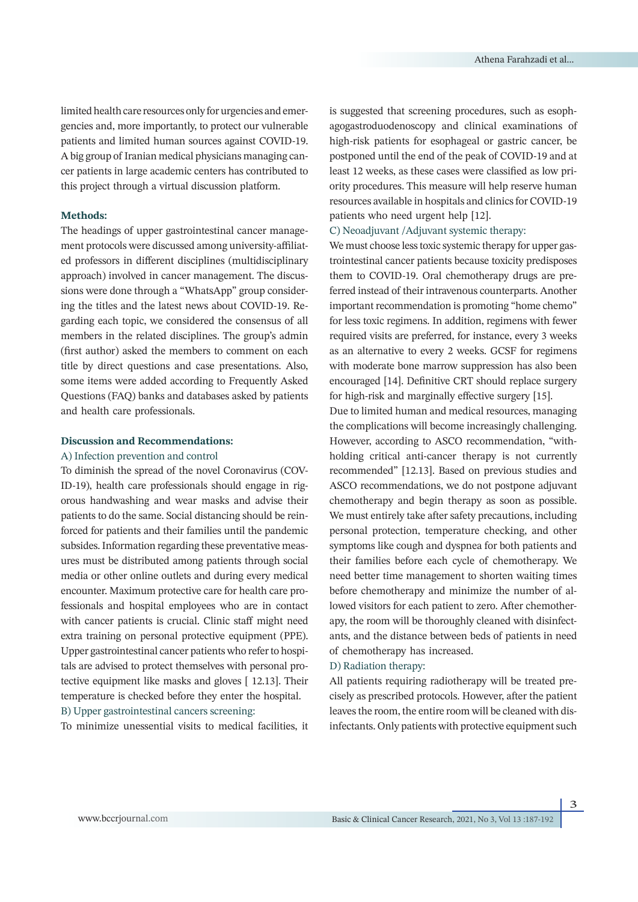limited health care resources only for urgencies and emergencies and, more importantly, to protect our vulnerable patients and limited human sources against COVID-19. A big group of Iranian medical physicians managing cancer patients in large academic centers has contributed to this project through a virtual discussion platform.

**Methods:**

The headings of upper gastrointestinal cancer management protocols were discussed among university-affiliated professors in different disciplines (multidisciplinary approach) involved in cancer management. The discussions were done through a "WhatsApp" group considering the titles and the latest news about COVID-19. Regarding each topic, we considered the consensus of all members in the related disciplines. The group's admin (first author) asked the members to comment on each title by direct questions and case presentations. Also, some items were added according to Frequently Asked Questions (FAQ) banks and databases asked by patients and health care professionals.

**Discussion and Recommendations:**

A) Infection prevention and control

To diminish the spread of the novel Coronavirus (COVID-19), health care professionals should engage in rigorous handwashing and wear masks and advise their patients to do the same. Social distancing should be reinforced for patients and their families until the pandemic subsides. Information regarding these preventative measures must be distributed among patients through social media or other online outlets and during every medical encounter. Maximum protective care for health care professionals and hospital employees who are in contact with cancer patients is crucial. Clinic staff might need extra training on personal protective equipment (PPE). Upper gastrointestinal cancer patients who refer to hospitals are advised to protect themselves with personal protective equipment like masks and gloves [ 12.13]. Their temperature is checked before they enter the hospital.

B) Upper gastrointestinal cancers screening:

To minimize unessential visits to medical facilities, it is suggested that screening procedures, such as esophagogastroduodenoscopy and clinical examinations of high-risk patients for esophageal or gastric cancer, be postponed until the end of the peak of COVID-19 and at least 12 weeks, as these cases were classified as low priority procedures. This measure will help reserve human resources available in hospitals and clinics for COVID-19 patients who need urgent help [12].

C) Neoadjuvant /Adjuvant systemic therapy:

We must choose less toxic systemic therapy for upper gastrointestinal cancer patients because toxicity predisposes them to COVID-19. Oral chemotherapy drugs are preferred instead of their intravenous counterparts. Another important recommendation is promoting "home chemo" for less toxic regimens. In addition, regimens with fewer required visits are preferred, for instance, every 3 weeks as an alternative to every 2 weeks. GCSF for regimens with moderate bone marrow suppression has also been encouraged [14]. Definitive CRT should replace surgery for high-risk and marginally effective surgery [15].

Due to limited human and medical resources, managing the complications will become increasingly challenging. However, according to ASCO recommendation, "withholding critical anti-cancer therapy is not currently recommended" [12.13]. Based on previous studies and ASCO recommendations, we do not postpone adjuvant chemotherapy and begin therapy as soon as possible. We must entirely take after safety precautions, including personal protection, temperature checking, and other symptoms like cough and dyspnea for both patients and their families before each cycle of chemotherapy. We need better time management to shorten waiting times before chemotherapy and minimize the number of allowed visitors for each patient to zero. After chemotherapy, the room will be thoroughly cleaned with disinfectants, and the distance between beds of patients in need of chemotherapy has increased.

D) Radiation therapy:

All patients requiring radiotherapy will be treated precisely as prescribed protocols. However, after the patient leaves the room, the entire room will be cleaned with disinfectants. Only patients with protective equipment such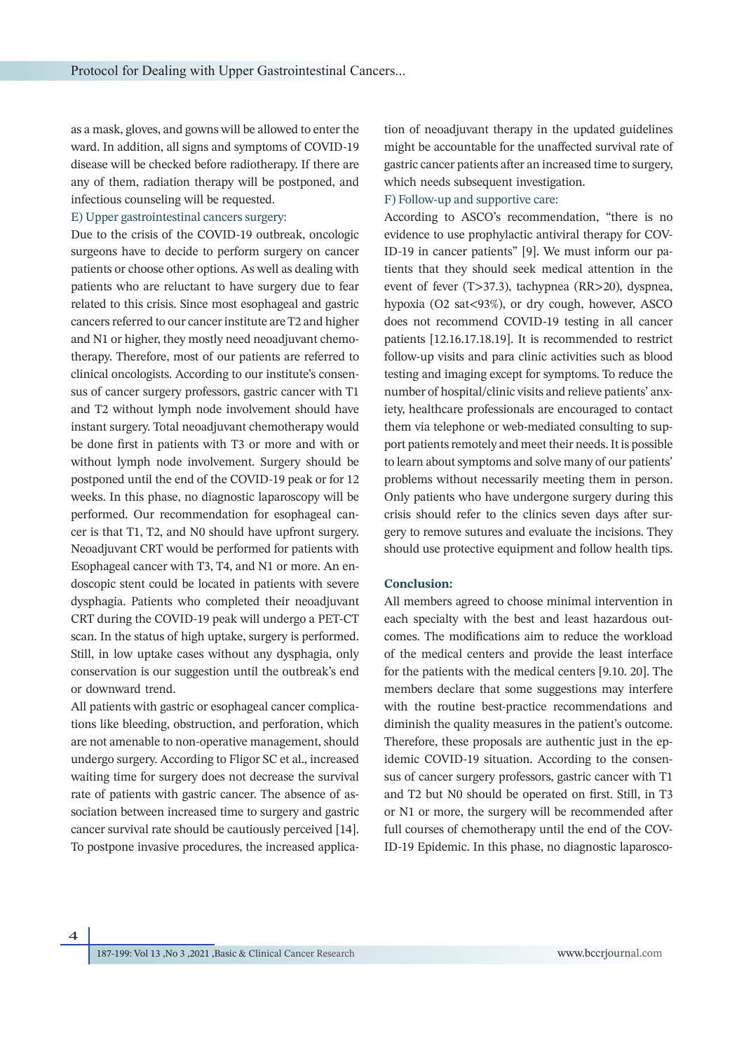as a mask, gloves, and gowns will be allowed to enter the ward. In addition, all signs and symptoms of COVID-19 disease will be checked before radiotherapy. If there are any of them, radiation therapy will be postponed, and infectious counseling will be requested.

E) Upper gastrointestinal cancers surgery:

Due to the crisis of the COVID-19 outbreak, oncologic surgeons have to decide to perform surgery on cancer patients or choose other options. As well as dealing with patients who are reluctant to have surgery due to fear related to this crisis. Since most esophageal and gastric cancers referred to our cancer institute are T2 and higher and N1 or higher, they mostly need neoadjuvant chemotherapy. Therefore, most of our patients are referred to clinical oncologists. According to our institute's consensus of cancer surgery professors, gastric cancer with T1 and T2 without lymph node involvement should have instant surgery. Total neoadjuvant chemotherapy would be done first in patients with T3 or more and with or without lymph node involvement. Surgery should be postponed until the end of the COVID-19 peak or for 12 weeks. In this phase, no diagnostic laparoscopy will be performed. Our recommendation for esophageal cancer is that T1, T2, and N0 should have upfront surgery. Neoadjuvant CRT would be performed for patients with Esophageal cancer with T3, T4, and N1 or more. An endoscopic stent could be located in patients with severe dysphagia. Patients who completed their neoadjuvant CRT during the COVID-19 peak will undergo a PET-CT scan. In the status of high uptake, surgery is performed. Still, in low uptake cases without any dysphagia, only conservation is our suggestion until the outbreak's end or downward trend.

All patients with gastric or esophageal cancer complications like bleeding, obstruction, and perforation, which are not amenable to non-operative management, should undergo surgery. According to Fligor SC et al., increased waiting time for surgery does not decrease the survival rate of patients with gastric cancer. The absence of association between increased time to surgery and gastric cancer survival rate should be cautiously perceived [14]. To postpone invasive procedures, the increased application of neoadjuvant therapy in the updated guidelines might be accountable for the unaffected survival rate of gastric cancer patients after an increased time to surgery, which needs subsequent investigation.

F) Follow-up and supportive care:

According to ASCO's recommendation, "there is no evidence to use prophylactic antiviral therapy for COVID-19 in cancer patients" [9]. We must inform our patients that they should seek medical attention in the event of fever (T>37.3), tachypnea (RR>20), dyspnea, hypoxia (O2 sat<93%), or dry cough, however, ASCO does not recommend COVID-19 testing in all cancer patients [12.16.17.18.19]. It is recommended to restrict follow-up visits and para clinic activities such as blood testing and imaging except for symptoms. To reduce the number of hospital/clinic visits and relieve patients' anxiety, healthcare professionals are encouraged to contact them via telephone or web-mediated consulting to support patients remotely and meet their needs. It is possible to learn about symptoms and solve many of our patients' problems without necessarily meeting them in person. Only patients who have undergone surgery during this crisis should refer to the clinics seven days after surgery to remove sutures and evaluate the incisions. They should use protective equipment and follow health tips.

## Conclusion:

All members agreed to choose minimal intervention in each specialty with the best and least hazardous outcomes. The modifications aim to reduce the workload of the medical centers and provide the least interface for the patients with the medical centers [9.10. 20]. The members declare that some suggestions may interfere with the routine best-practice recommendations and diminish the quality measures in the patient's outcome. Therefore, these proposals are authentic just in the epidemic COVID-19 situation. According to the consensus of cancer surgery professors, gastric cancer with T1 and T2 but N0 should be operated on first. Still, in T3 or N1 or more, the surgery will be recommended after full courses of chemotherapy until the end of the COVID-19 Epidemic. In this phase, no diagnostic laparosco-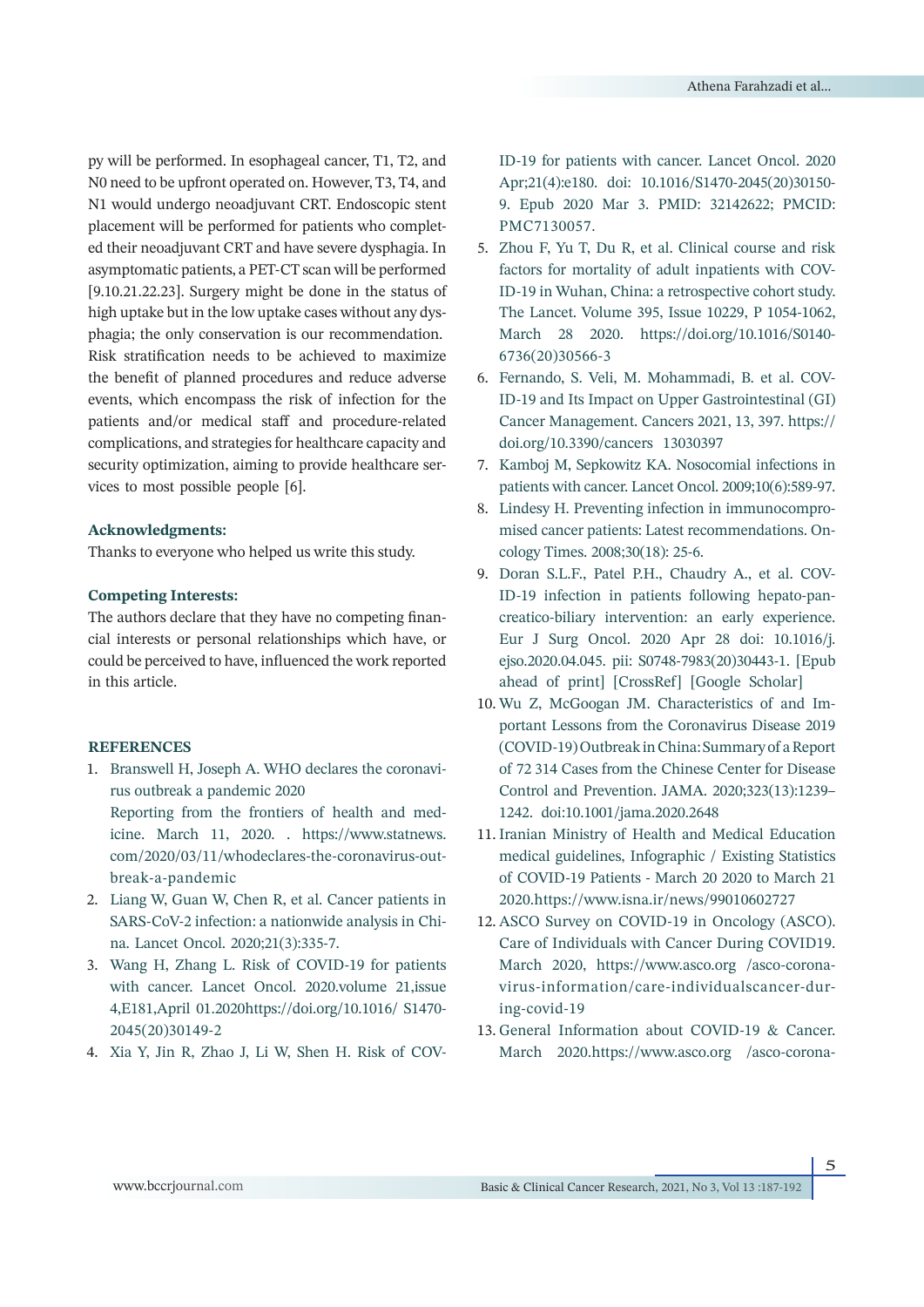py will be performed. In esophageal cancer, T1, T2, and N0 need to be upfront operated on. However, T3, T4, and N1 would undergo neoadjuvant CRT. Endoscopic stent placement will be performed for patients who completed their neoadjuvant CRT and have severe dysphagia. In asymptomatic patients, a PET-CT scan will be performed [9.10.21.22.23]. Surgery might be done in the status of high uptake but in the low uptake cases without any dysphagia; the only conservation is our recommendation. Risk stratification needs to be achieved to maximize the benefit of planned procedures and reduce adverse events, which encompass the risk of infection for the patients and/or medical staff and procedure-related complications, and strategies for healthcare capacity and security optimization, aiming to provide healthcare services to most possible people [6].

**Acknowledgments:**

Thanks to everyone who helped us write this study.

**Competing Interests:**

The authors declare that they have no competing financial interests or personal relationships which have, or could be perceived to have, influenced the work reported in this article.

**REFERENCES**

1. Branswell H, Joseph A. WHO declares the coronavirus outbreak a pandemic 2020
   Reporting from the frontiers of health and medicine. March 11, 2020. . https://www.statnews.com/2020/03/11/whodeclares-the-coronavirus-outbreak-a-pandemic
2. Liang W, Guan W, Chen R, et al. Cancer patients in SARS-CoV-2 infection: a nationwide analysis in China. Lancet Oncol. 2020;21(3):335-7.
3. Wang H, Zhang L. Risk of COVID-19 for patients with cancer. Lancet Oncol. 2020.volume 21,issue 4,E181,April 01.2020https://doi.org/10.1016/ S1470-2045(20)30149-2
4. Xia Y, Jin R, Zhao J, Li W, Shen H. Risk of COVID-19 for patients with cancer. Lancet Oncol. 2020 Apr;21(4):e180. doi: 10.1016/S1470-2045(20)30150-9. Epub 2020 Mar 3. PMID: 32142622; PMCID: PMC7130057.
5. Zhou F, Yu T, Du R, et al. Clinical course and risk factors for mortality of adult inpatients with COVID-19 in Wuhan, China: a retrospective cohort study. The Lancet. Volume 395, Issue 10229, P 1054-1062, March 28 2020. https://doi.org/10.1016/S0140-6736(20)30566-3
6. Fernando, S. Veli, M. Mohammadi, B. et al. COVID-19 and Its Impact on Upper Gastrointestinal (GI) Cancer Management. Cancers 2021, 13, 397. https://doi.org/10.3390/cancers 13030397
7. Kamboj M, Sepkowitz KA. Nosocomial infections in patients with cancer. Lancet Oncol. 2009;10(6):589-97.
8. Lindesy H. Preventing infection in immunocompromised cancer patients: Latest recommendations. Oncology Times. 2008;30(18): 25-6.
9. Doran S.L.F., Patel P.H., Chaudry A., et al. COVID-19 infection in patients following hepato-pancreatico-biliary intervention: an early experience. Eur J Surg Oncol. 2020 Apr 28 doi: 10.1016/j.ejso.2020.04.045. pii: S0748-7983(20)30443-1. [Epub ahead of print] [CrossRef] [Google Scholar]
10. Wu Z, McGoogan JM. Characteristics of and Important Lessons from the Coronavirus Disease 2019 (COVID-19) Outbreak in China: Summary of a Report of 72 314 Cases from the Chinese Center for Disease Control and Prevention. JAMA. 2020;323(13):1239–1242. doi:10.1001/jama.2020.2648
11. Iranian Ministry of Health and Medical Education medical guidelines, Infographic / Existing Statistics of COVID-19 Patients - March 20 2020 to March 21 2020.https://www.isna.ir/news/99010602727
12. ASCO Survey on COVID-19 in Oncology (ASCO). Care of Individuals with Cancer During COVID19. March 2020, https://www.asco.org /asco-coronavirus-information/care-individualscancer-during-covid-19
13. General Information about COVID-19 & Cancer. March 2020.https://www.asco.org /asco-corona-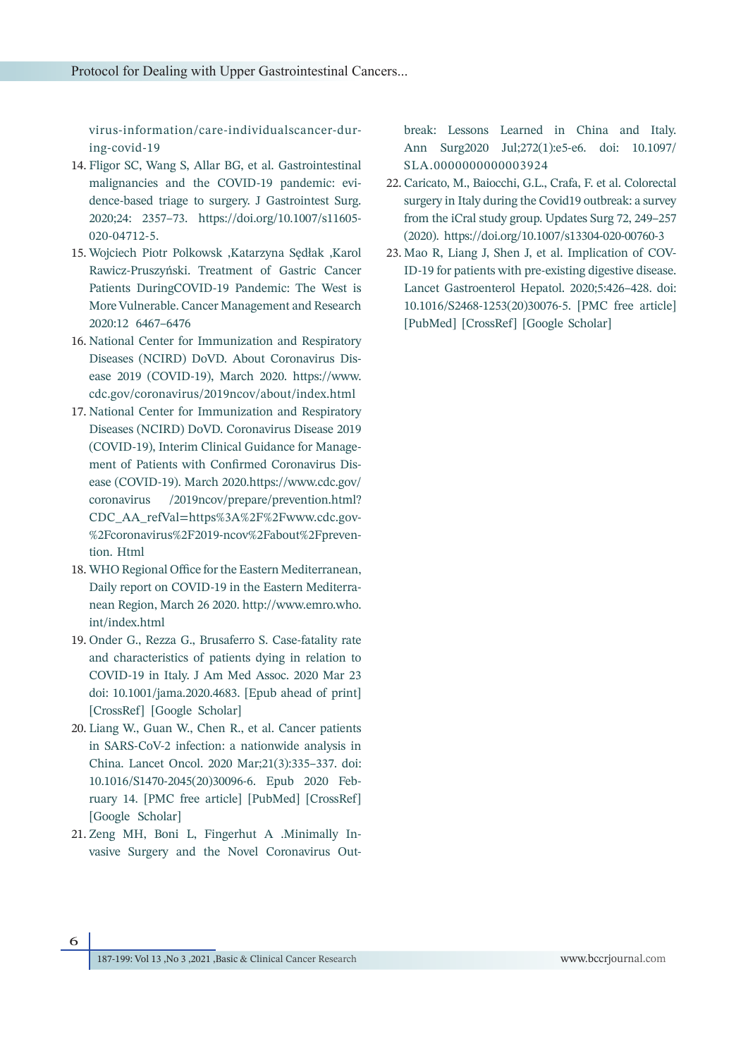virus-information/care-individualscancer-during-covid-19

14. Fligor SC, Wang S, Allar BG, et al. Gastrointestinal malignancies and the COVID-19 pandemic: evidence-based triage to surgery. J Gastrointest Surg. 2020;24: 2357–73. https://doi.org/10.1007/s11605-020-04712-5.
15. Wojciech Piotr Polkowsk ,Katarzyna Sędłak ,Karol Rawicz-Pruszyński. Treatment of Gastric Cancer Patients DuringCOVID-19 Pandemic: The West is More Vulnerable. Cancer Management and Research 2020:12 6467–6476
16. National Center for Immunization and Respiratory Diseases (NCIRD) DoVD. About Coronavirus Disease 2019 (COVID-19), March 2020. https://www.cdc.gov/coronavirus/2019ncov/about/index.html
17. National Center for Immunization and Respiratory Diseases (NCIRD) DoVD. Coronavirus Disease 2019 (COVID-19), Interim Clinical Guidance for Management of Patients with Confirmed Coronavirus Disease (COVID-19). March 2020.https://www.cdc.gov/coronavirus /2019ncov/prepare/prevention.html?CDC_AA_refVal=https%3A%2F%2Fwww.cdc.gov-%2Fcoronavirus%2F2019-ncov%2Fabout%2Fprevention. Html
18. WHO Regional Office for the Eastern Mediterranean, Daily report on COVID-19 in the Eastern Mediterranean Region, March 26 2020. http://www.emro.who.int/index.html
19. Onder G., Rezza G., Brusaferro S. Case-fatality rate and characteristics of patients dying in relation to COVID-19 in Italy. J Am Med Assoc. 2020 Mar 23 doi: 10.1001/jama.2020.4683. [Epub ahead of print] [CrossRef] [Google Scholar]
20. Liang W., Guan W., Chen R., et al. Cancer patients in SARS-CoV-2 infection: a nationwide analysis in China. Lancet Oncol. 2020 Mar;21(3):335–337. doi: 10.1016/S1470-2045(20)30096-6. Epub 2020 February 14. [PMC free article] [PubMed] [CrossRef] [Google Scholar]
21. Zeng MH, Boni L, Fingerhut A .Minimally Invasive Surgery and the Novel Coronavirus Outbreak: Lessons Learned in China and Italy. Ann Surg2020 Jul;272(1):e5-e6. doi: 10.1097/SLA.0000000000003924
22. Caricato, M., Baiocchi, G.L., Crafa, F. et al. Colorectal surgery in Italy during the Covid19 outbreak: a survey from the iCral study group. Updates Surg 72, 249–257 (2020). https://doi.org/10.1007/s13304-020-00760-3
23. Mao R, Liang J, Shen J, et al. Implication of COVID-19 for patients with pre-existing digestive disease. Lancet Gastroenterol Hepatol. 2020;5:426–428. doi: 10.1016/S2468-1253(20)30076-5. [PMC free article] [PubMed] [CrossRef] [Google Scholar]